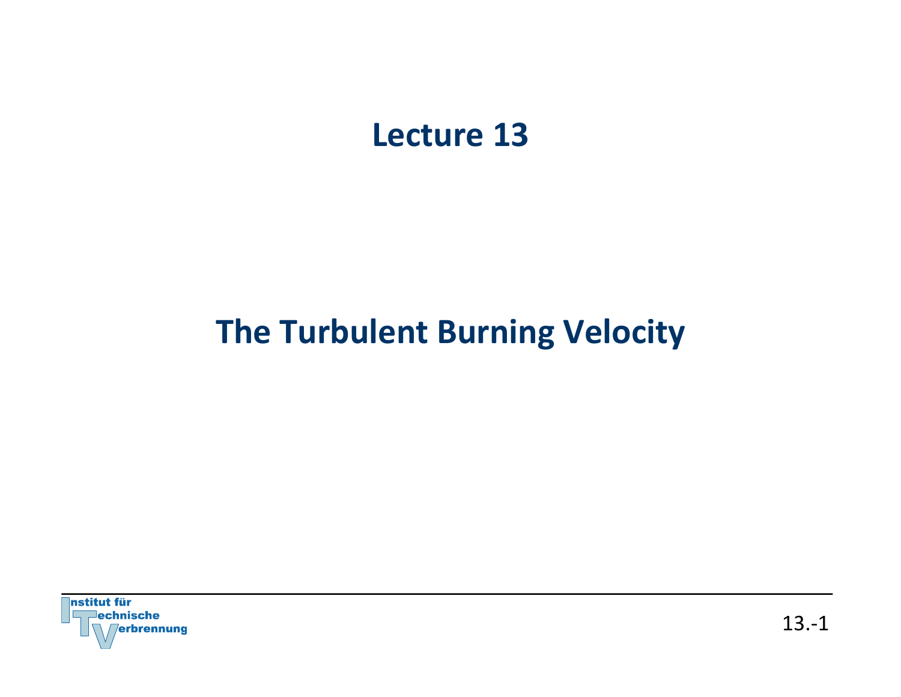# Lecture 13

# The Turbulent Burning Velocity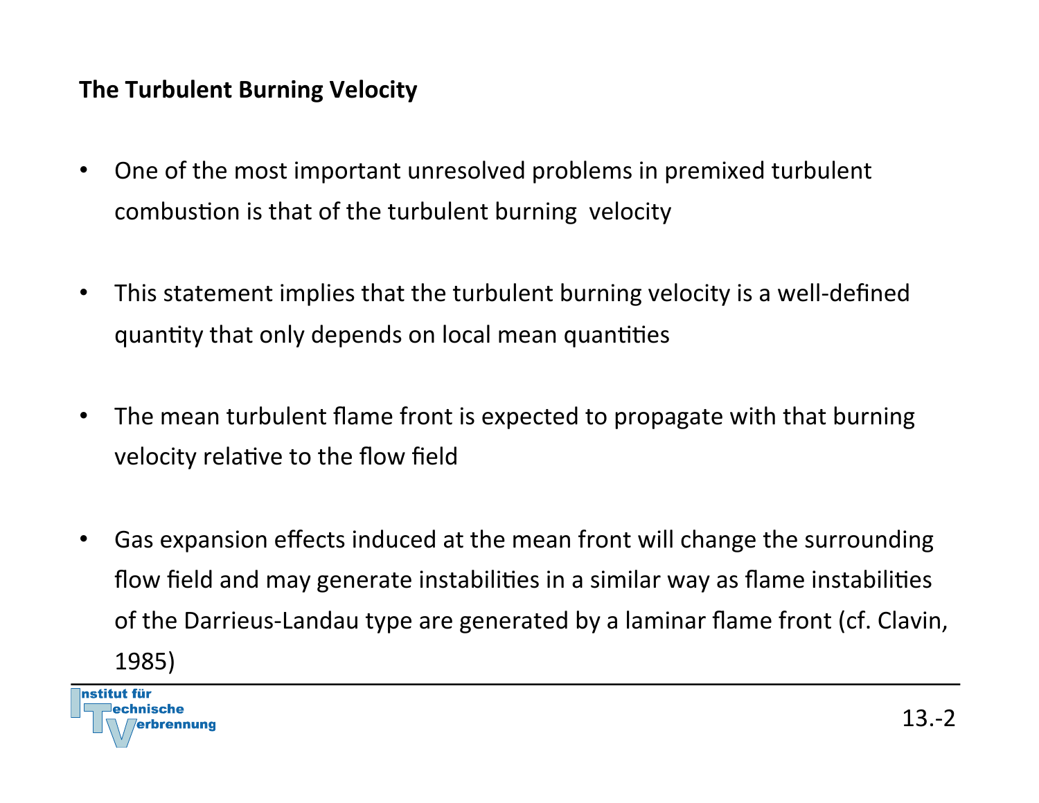**The Turbulent Burning Velocity**

- One of the most important unresolved problems in premixed turbulent combustion is that of the turbulent burning velocity
- This statement implies that the turbulent burning velocity is a well-defined quantity that only depends on local mean quantities
- The mean turbulent flame front is expected to propagate with that burning velocity relative to the flow field
- Gas expansion effects induced at the mean front will change the surrounding flow field and may generate instabilities in a similar way as flame instabilities of the Darrieus-Landau type are generated by a laminar flame front (cf. Clavin, 1985)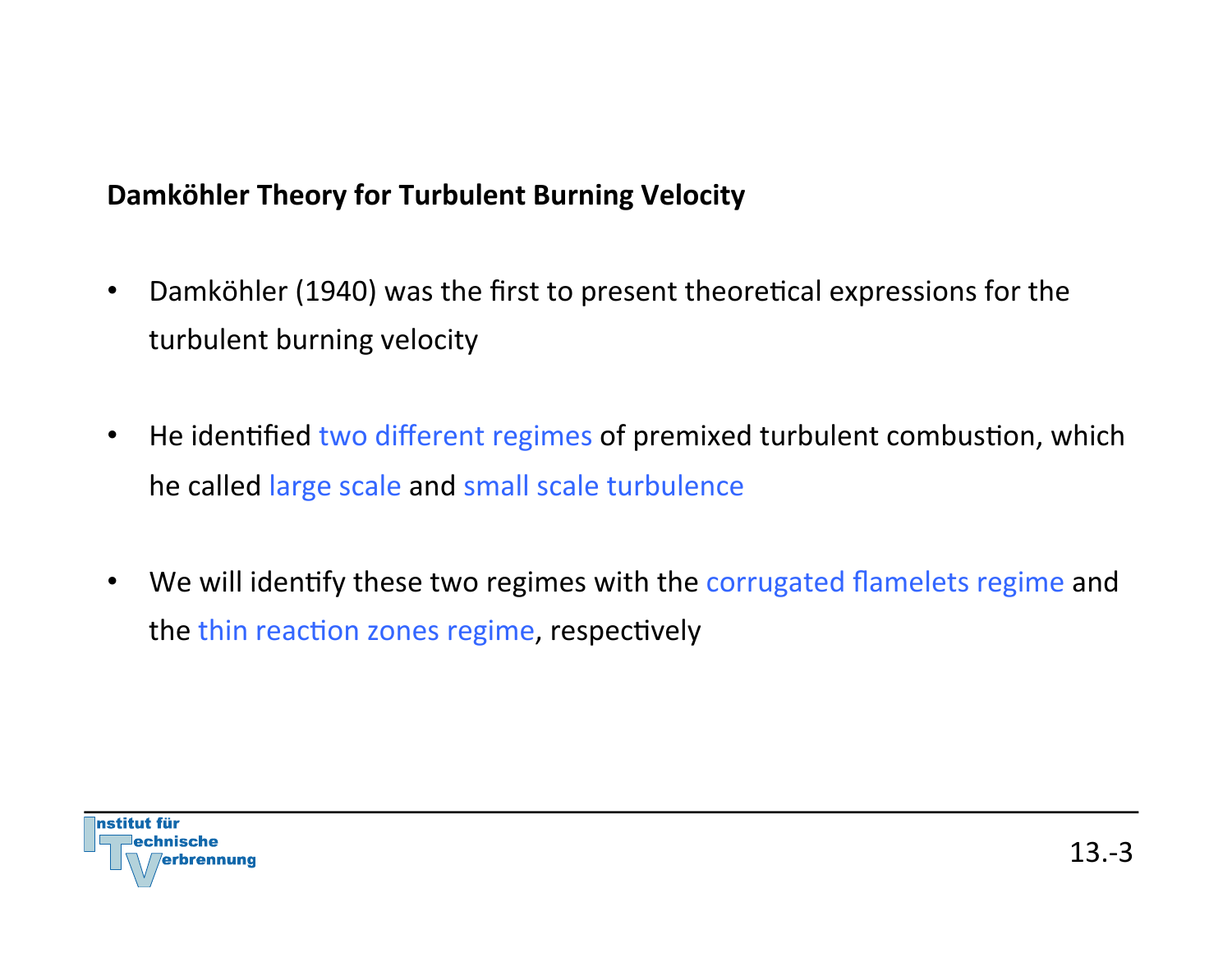## Damköhler Theory for Turbulent Burning Velocity

- Damköhler (1940) was the first to present theoretical expressions for the turbulent burning velocity
- He identified two different regimes of premixed turbulent combustion, which he called large scale and small scale turbulence
- We will identify these two regimes with the corrugated flamelets regime and the thin reaction zones regime, respectively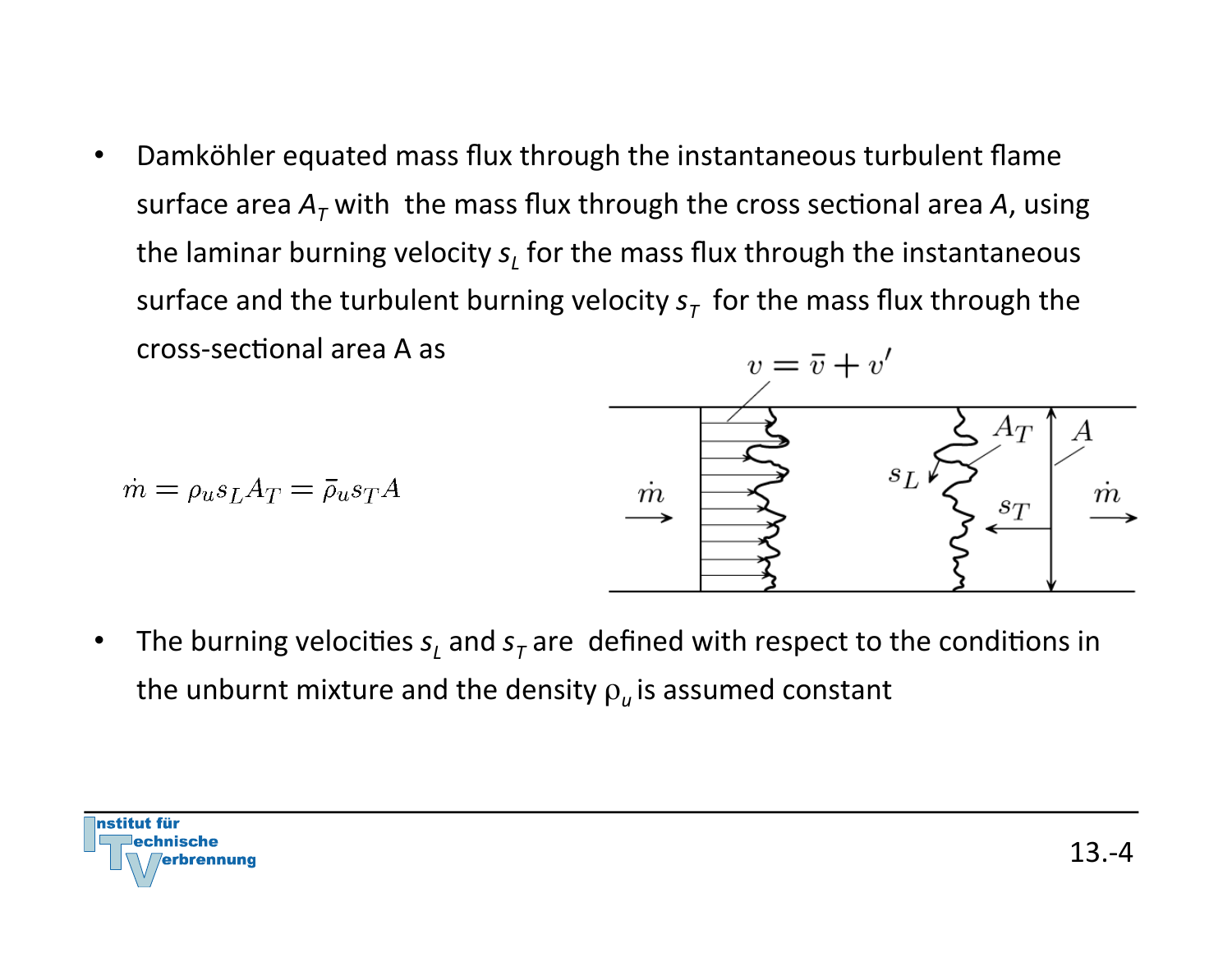- Damköhler equated mass flux through the instantaneous turbulent flame surface area $A_T$ with the mass flux through the cross sectional area $A$, using the laminar burning velocity $s_L$ for the mass flux through the instantaneous surface and the turbulent burning velocity $s_T$ for the mass flux through the cross-sectional area A as

$$\dot{m} = \rho_u s_L A_T = \bar{\rho}_u s_T A$$

- The burning velocities $s_L$ and $s_T$ are defined with respect to the conditions in the unburnt mixture and the density $\rho_u$ is assumed constant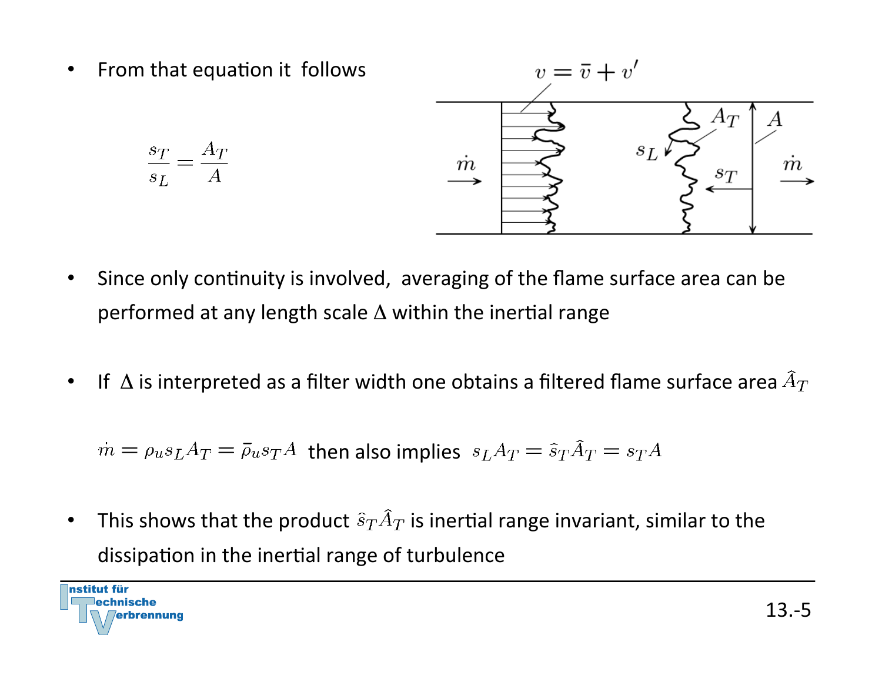- From that equation it follows

$$\frac{s_T}{s_L} = \frac{A_T}{A}$$

- Since only continuity is involved, averaging of the flame surface area can be performed at any length scale $\Delta$ within the inertial range

- If $\Delta$ is interpreted as a filter width one obtains a filtered flame surface area $\widehat{A}_T$

$\dot{m} = \rho_u s_L A_T = \bar{\rho}_u s_T A$ then also implies $s_L A_T = \widehat{s}_T \widehat{A}_T = s_T A$

- This shows that the product $\widehat{s}_T \widehat{A}_T$ is inertial range invariant, similar to the dissipation in the inertial range of turbulence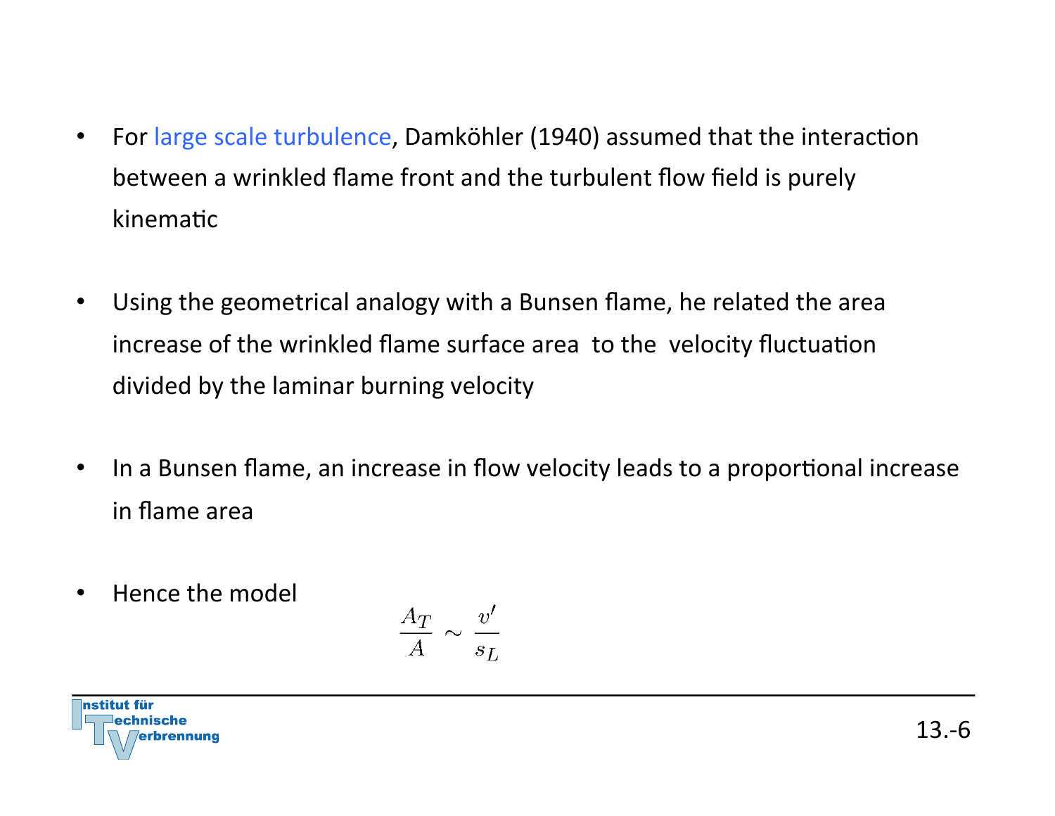- For large scale turbulence, Damköhler (1940) assumed that the interaction between a wrinkled flame front and the turbulent flow field is purely kinematic

- Using the geometrical analogy with a Bunsen flame, he related the area increase of the wrinkled flame surface area to the velocity fluctuation divided by the laminar burning velocity

- In a Bunsen flame, an increase in flow velocity leads to a proportional increase in flame area

- Hence the model

$$\frac{A_T}{A} \sim \frac{v'}{s_L}$$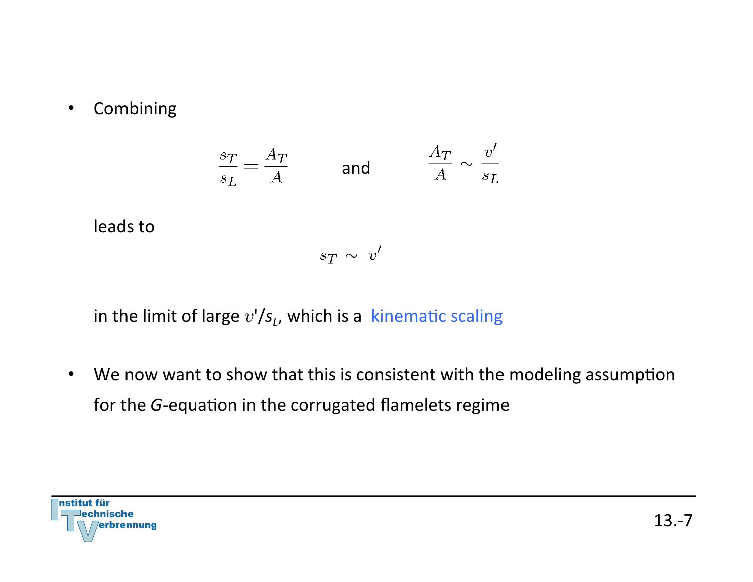- Combining

$$\frac{s_T}{s_L} = \frac{A_T}{A} \qquad \text{and} \qquad \frac{A_T}{A} \sim \frac{v'}{s_L}$$

leads to

$$s_T \sim v'$$

in the limit of large $v'/s_L$, which is a kinematic scaling

- We now want to show that this is consistent with the modeling assumption for the *G*-equation in the corrugated flamelets regime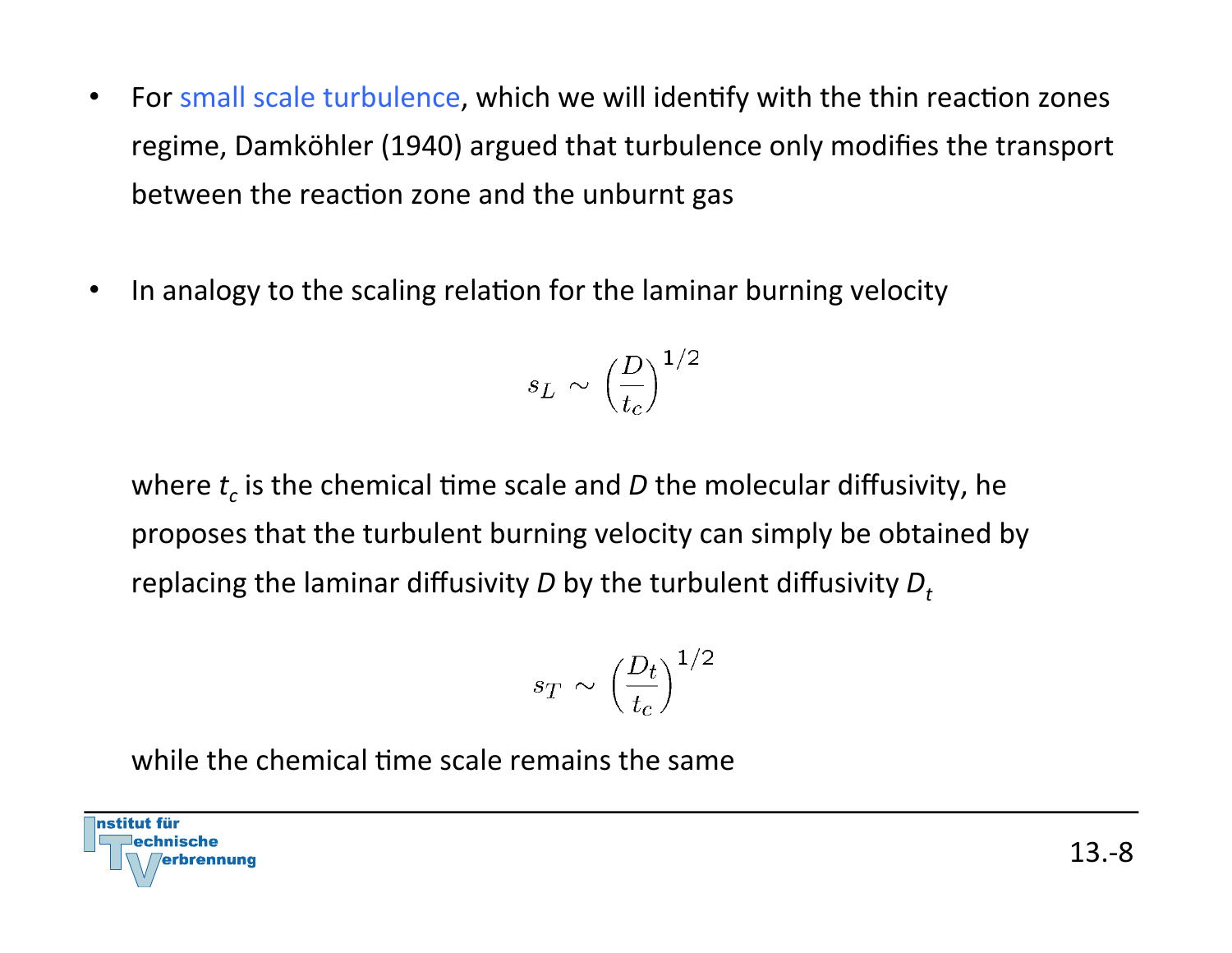- For small scale turbulence, which we will identify with the thin reaction zones regime, Damköhler (1940) argued that turbulence only modifies the transport between the reaction zone and the unburnt gas

- In analogy to the scaling relation for the laminar burning velocity

$$s_L \sim \left(\frac{D}{t_c}\right)^{1/2}$$

where $t_c$ is the chemical time scale and $D$ the molecular diffusivity, he proposes that the turbulent burning velocity can simply be obtained by replacing the laminar diffusivity $D$ by the turbulent diffusivity $D_t$

$$s_T \sim \left(\frac{D_t}{t_c}\right)^{1/2}$$

while the chemical time scale remains the same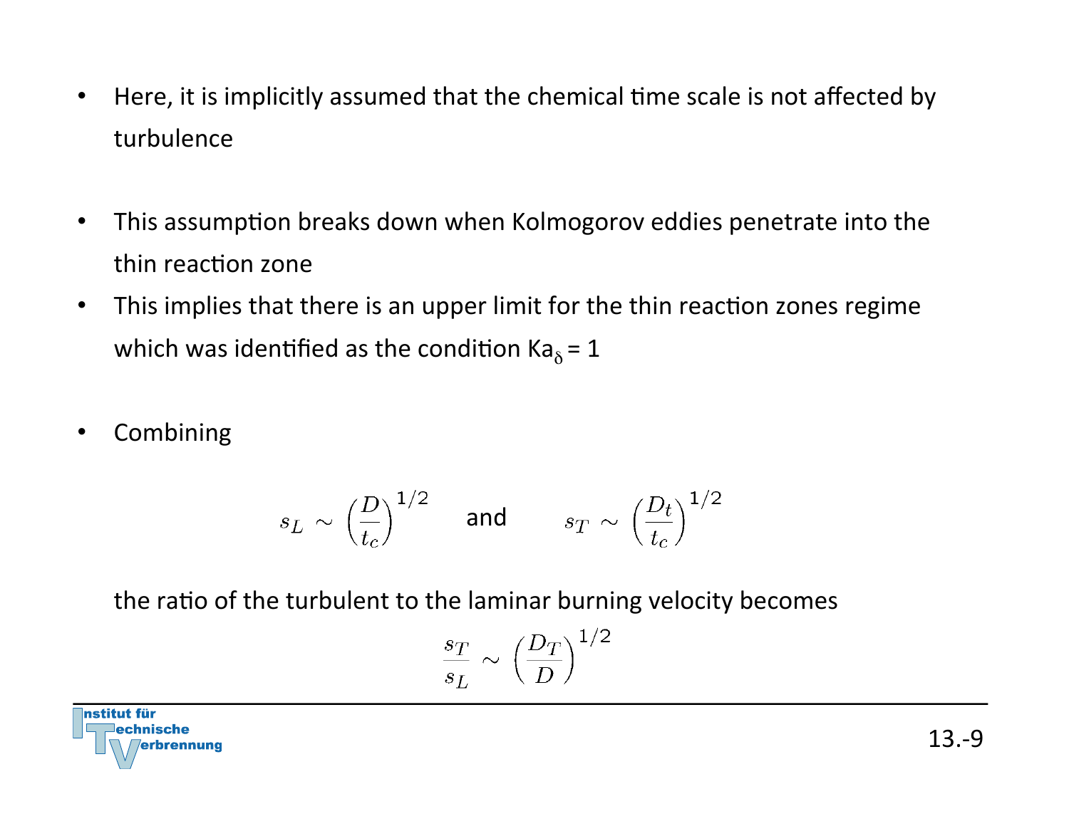- Here, it is implicitly assumed that the chemical time scale is not affected by turbulence

- This assumption breaks down when Kolmogorov eddies penetrate into the thin reaction zone
- This implies that there is an upper limit for the thin reaction zones regime which was identified as the condition $Ka_\delta = 1$

- Combining

$$s_L \sim \left(\frac{D}{t_c}\right)^{1/2} \quad \text{and} \quad s_T \sim \left(\frac{D_t}{t_c}\right)^{1/2}$$

the ratio of the turbulent to the laminar burning velocity becomes

$$\frac{s_T}{s_L} \sim \left(\frac{D_T}{D}\right)^{1/2}$$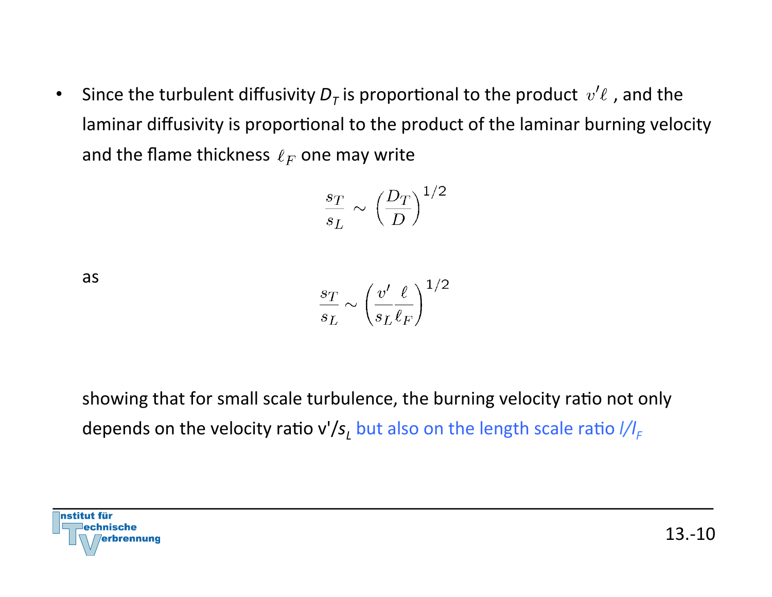- Since the turbulent diffusivity $D_T$ is proportional to the product $v'\ell$ , and the laminar diffusivity is proportional to the product of the laminar burning velocity and the flame thickness $\ell_F$ one may write

$$\frac{s_T}{s_L} \sim \left(\frac{D_T}{D}\right)^{1/2}$$

as

$$\frac{s_T}{s_L} \sim \left(\frac{v'}{s_L}\frac{\ell}{\ell_F}\right)^{1/2}$$

showing that for small scale turbulence, the burning velocity ratio not only depends on the velocity ratio $v'/s_L$ but also on the length scale ratio $l/l_F$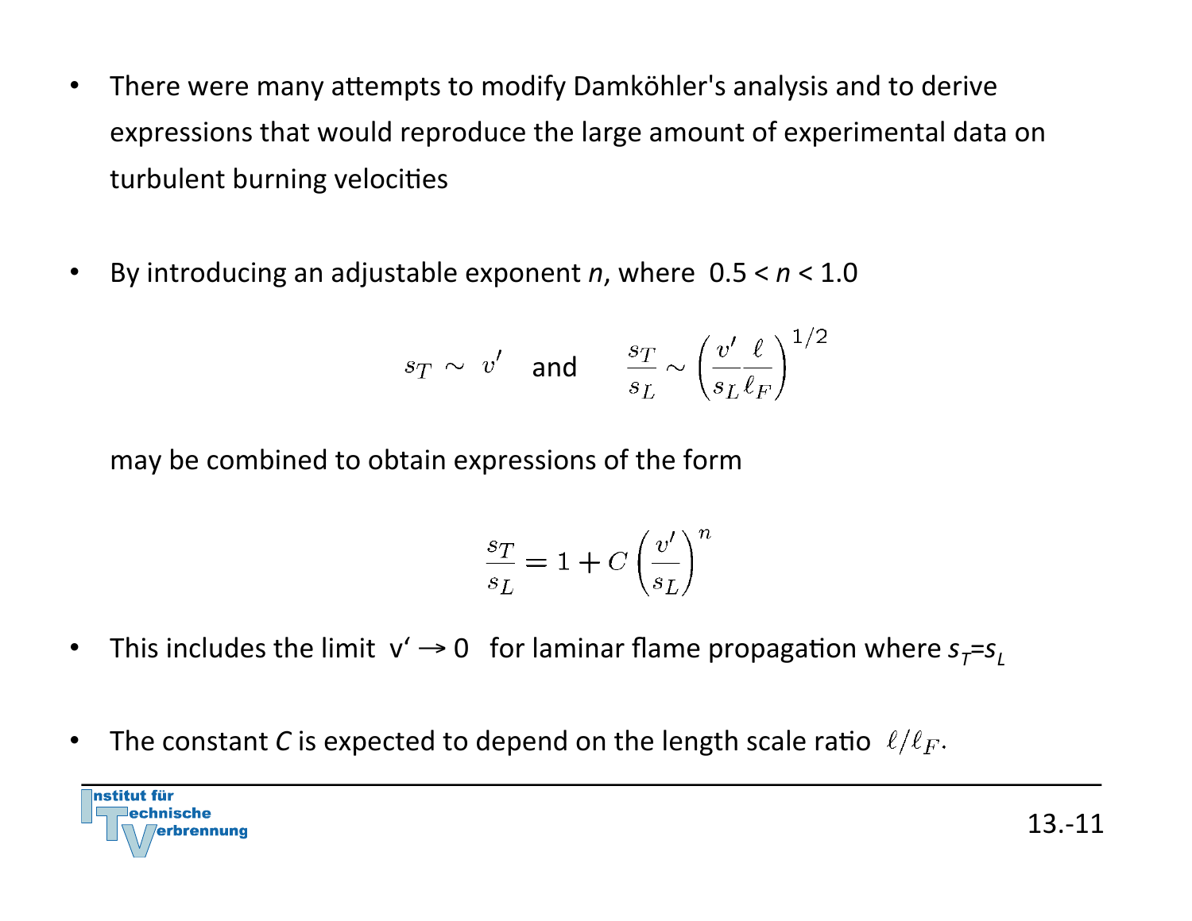- There were many attempts to modify Damköhler's analysis and to derive expressions that would reproduce the large amount of experimental data on turbulent burning velocities

- By introducing an adjustable exponent $n$, where $0.5 < n < 1.0$

$$s_T \sim v' \quad \text{and} \quad \frac{s_T}{s_L} \sim \left(\frac{v'}{s_L}\frac{\ell}{\ell_F}\right)^{1/2}$$

  may be combined to obtain expressions of the form

$$\frac{s_T}{s_L} = 1 + C\left(\frac{v'}{s_L}\right)^n$$

- This includes the limit $v' \to 0$ for laminar flame propagation where $s_T = s_L$

- The constant $C$ is expected to depend on the length scale ratio $\ell/\ell_F$.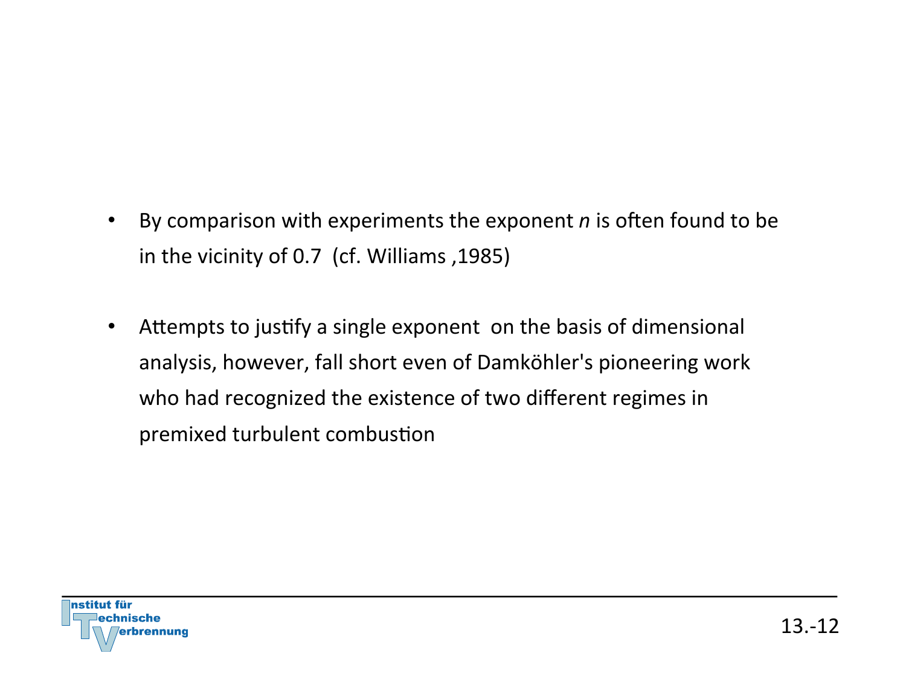- By comparison with experiments the exponent $n$ is often found to be in the vicinity of 0.7 (cf. Williams ,1985)

- Attempts to justify a single exponent on the basis of dimensional analysis, however, fall short even of Damköhler's pioneering work who had recognized the existence of two different regimes in premixed turbulent combustion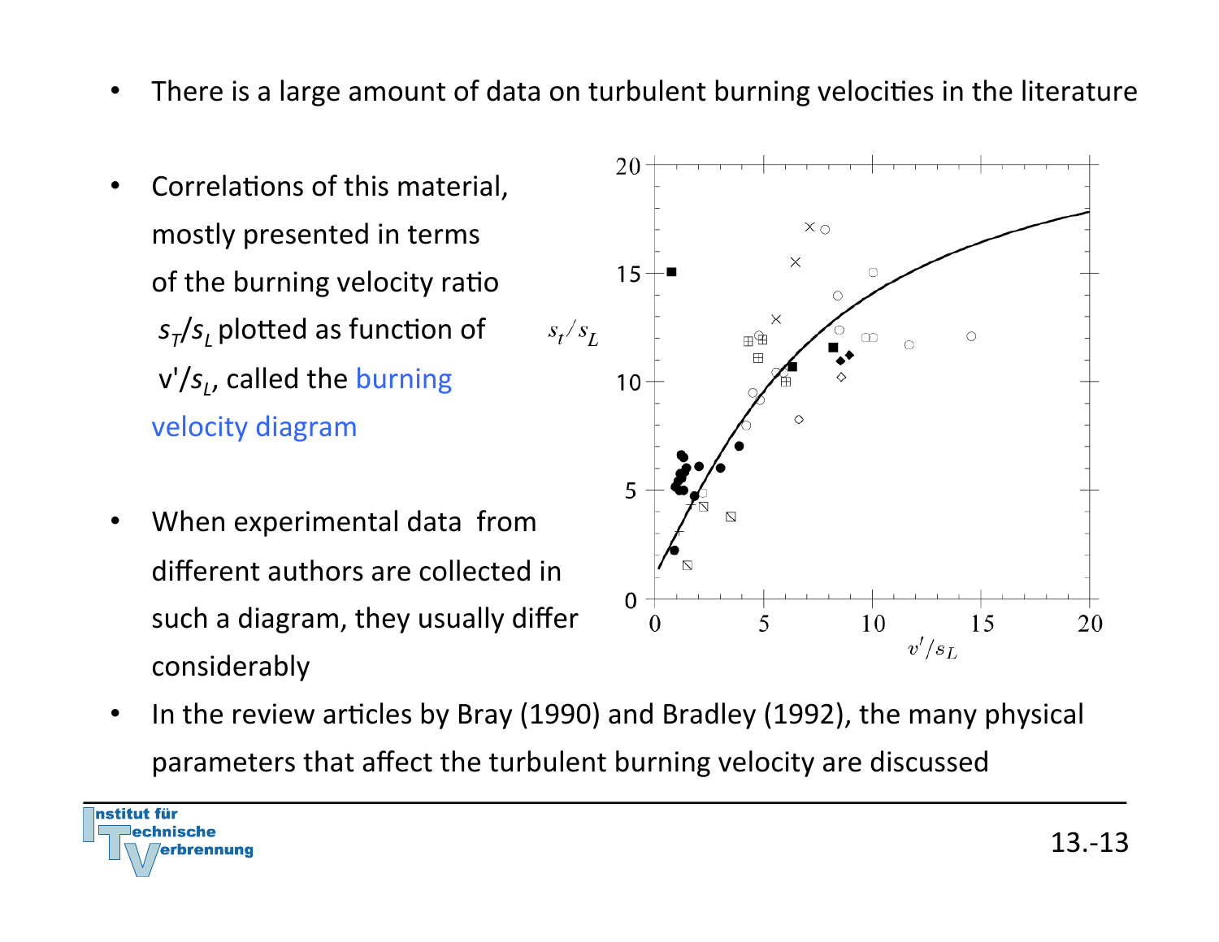- There is a large amount of data on turbulent burning velocities in the literature

- Correlations of this material, mostly presented in terms of the burning velocity ratio $s_T/s_L$ plotted as function of $v'/s_L$, called the burning velocity diagram

- When experimental data from different authors are collected in such a diagram, they usually differ considerably

- In the review articles by Bray (1990) and Bradley (1992), the many physical parameters that affect the turbulent burning velocity are discussed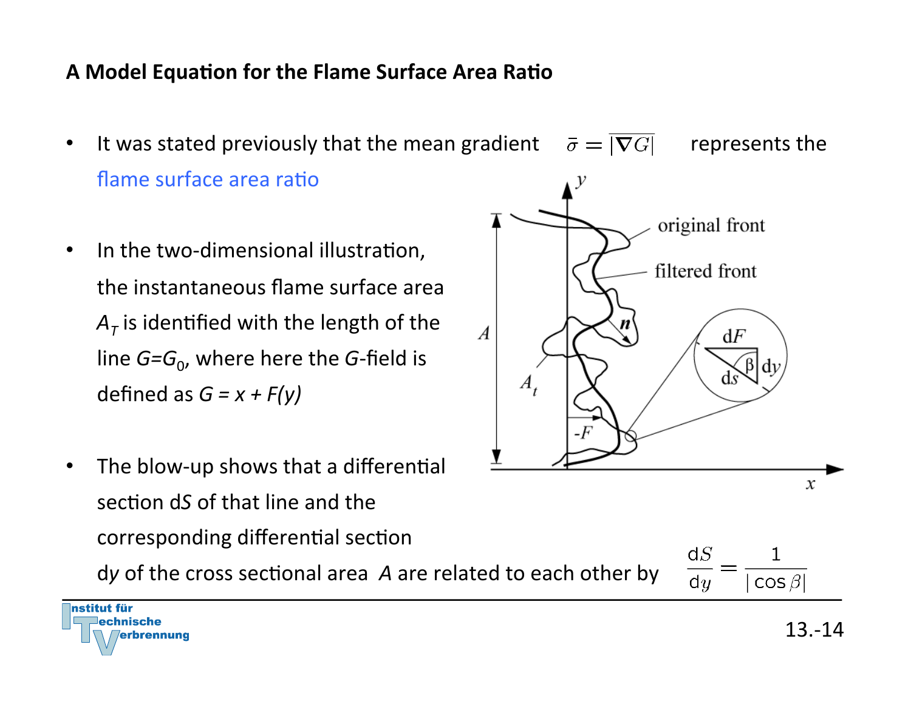## A Model Equation for the Flame Surface Area Ratio

- It was stated previously that the mean gradient $\bar{\sigma} = \overline{|\nabla G|}$ represents the flame surface area ratio

- In the two-dimensional illustration, the instantaneous flame surface area $A_T$ is identified with the length of the line $G=G_0$, where here the $G$-field is defined as $G = x + F(y)$

- The blow-up shows that a differential section d$S$ of that line and the corresponding differential section d$y$ of the cross sectional area $A$ are related to each other by

$$\frac{\mathrm{d}S}{\mathrm{d}y} = \frac{1}{|\cos\beta|}$$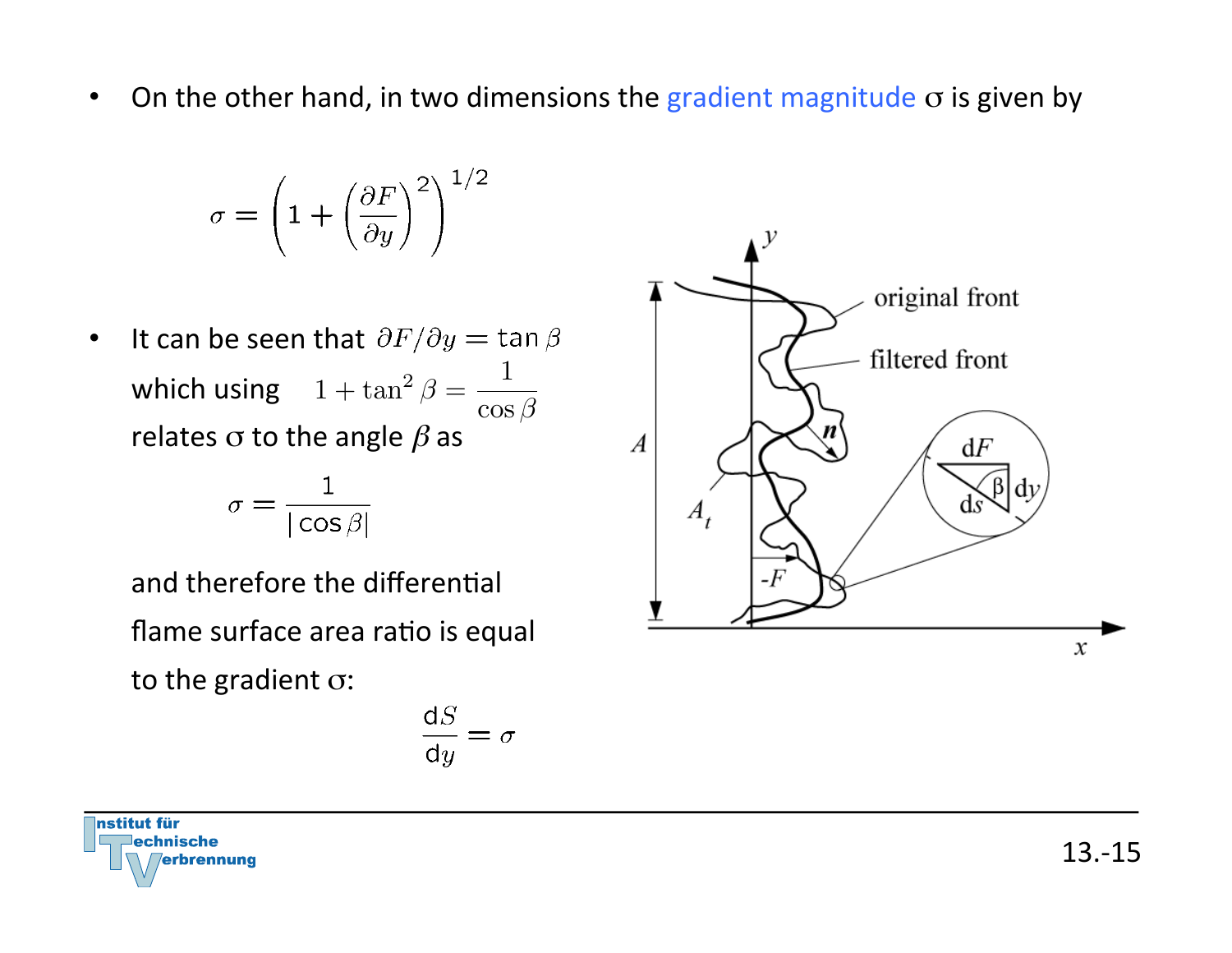- On the other hand, in two dimensions the gradient magnitude $\sigma$ is given by

$$\sigma = \left(1 + \left(\frac{\partial F}{\partial y}\right)^2\right)^{1/2}$$

- It can be seen that $\partial F / \partial y = \tan\beta$ which using $1 + \tan^2\beta = \frac{1}{\cos\beta}$ relates $\sigma$ to the angle $\beta$ as

$$\sigma = \frac{1}{|\cos\beta|}$$

  and therefore the differential flame surface area ratio is equal to the gradient $\sigma$:

$$\frac{\mathrm{d}S}{\mathrm{d}y} = \sigma$$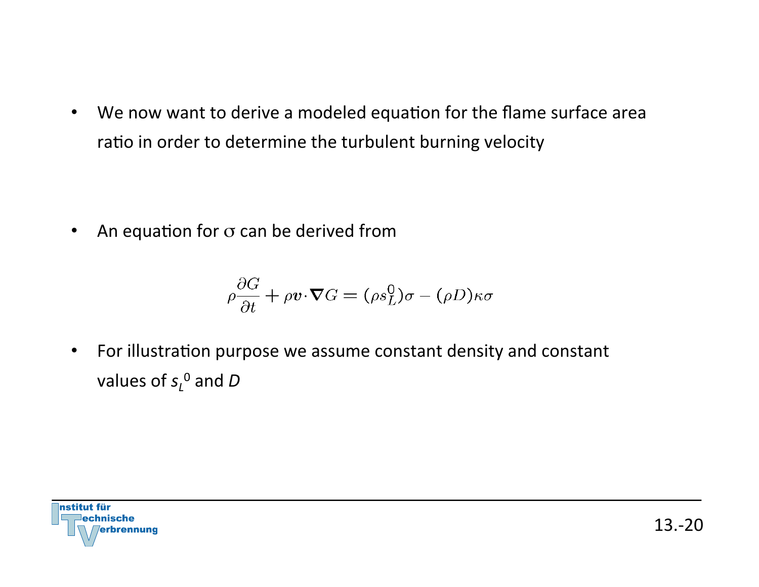- We now want to derive a modeled equation for the flame surface area ratio in order to determine the turbulent burning velocity

- An equation for $\sigma$ can be derived from

$$\rho \frac{\partial G}{\partial t} + \rho \boldsymbol{v} \cdot \boldsymbol{\nabla} G = (\rho s_L^0)\sigma - (\rho D)\kappa\sigma$$

- For illustration purpose we assume constant density and constant values of $s_L^0$ and $D$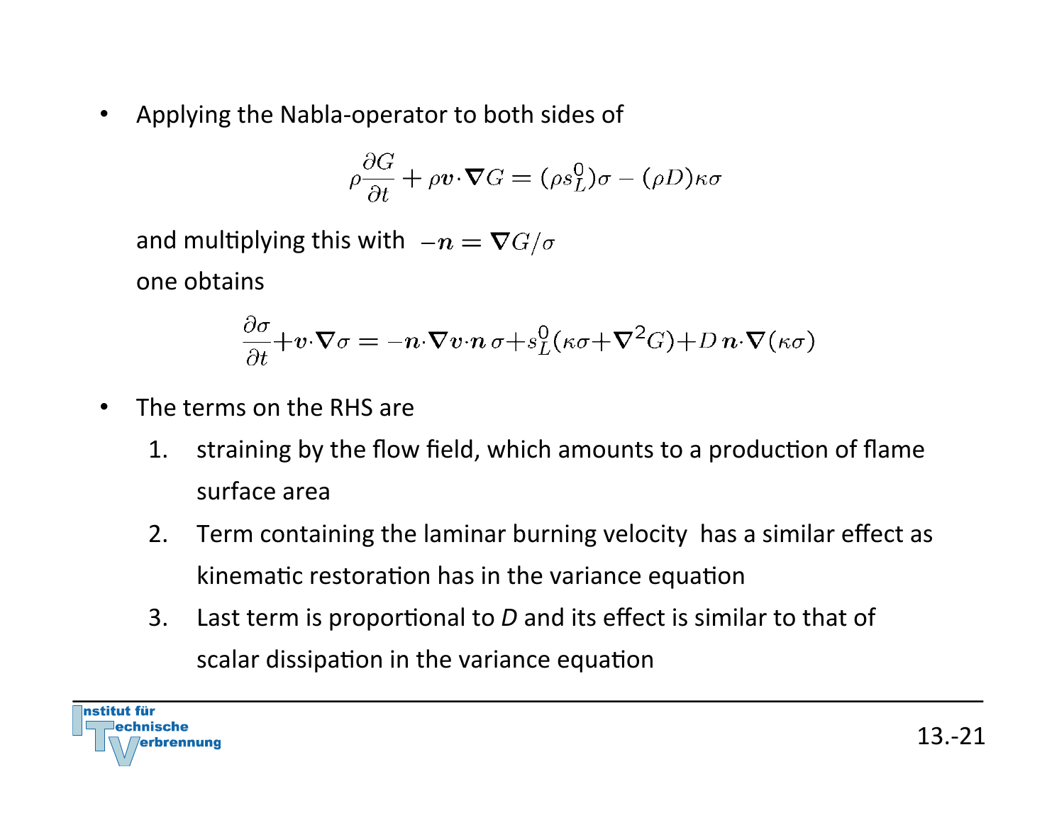- Applying the Nabla-operator to both sides of

$$\rho \frac{\partial G}{\partial t} + \rho \boldsymbol{v} \cdot \boldsymbol{\nabla} G = (\rho s_L^0)\sigma - (\rho D)\kappa\sigma$$

  and multiplying this with $-\boldsymbol{n} = \boldsymbol{\nabla} G / \sigma$

  one obtains

$$\frac{\partial \sigma}{\partial t} + \boldsymbol{v} \cdot \boldsymbol{\nabla} \sigma = -\boldsymbol{n} \cdot \boldsymbol{\nabla} \boldsymbol{v} \cdot \boldsymbol{n}\, \sigma + s_L^0 (\kappa\sigma + \boldsymbol{\nabla}^2 G) + D\, \boldsymbol{n} \cdot \boldsymbol{\nabla} (\kappa\sigma)$$

- The terms on the RHS are
  1. straining by the flow field, which amounts to a production of flame surface area
  2. Term containing the laminar burning velocity has a similar effect as kinematic restoration has in the variance equation
  3. Last term is proportional to *D* and its effect is similar to that of scalar dissipation in the variance equation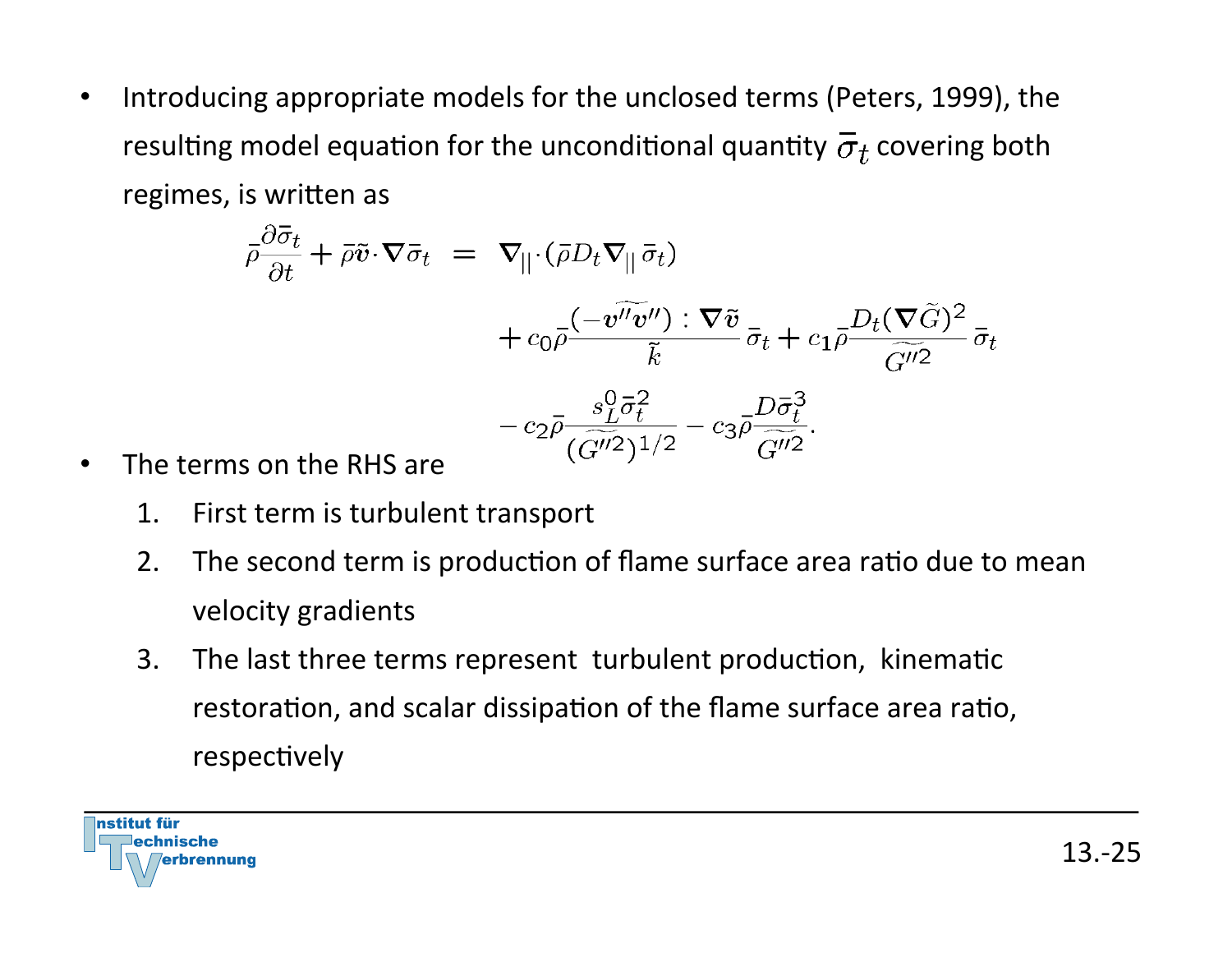- Introducing appropriate models for the unclosed terms (Peters, 1999), the resulting model equation for the unconditional quantity $\bar{\sigma}_t$ covering both regimes, is written as

$$
\begin{aligned}
\bar{\rho}\frac{\partial \bar{\sigma}_t}{\partial t} + \bar{\rho}\tilde{\boldsymbol{v}}\cdot\nabla\bar{\sigma}_t \;=\;& \nabla_{||}\cdot(\bar{\rho}D_t\nabla_{||}\,\bar{\sigma}_t) \\
& + c_0\bar{\rho}\frac{(-\widetilde{\boldsymbol{v}''\boldsymbol{v}''}):\nabla\tilde{\boldsymbol{v}}}{\tilde{k}}\,\bar{\sigma}_t + c_1\bar{\rho}\frac{D_t(\nabla\widetilde{G})^2}{\widetilde{G''^2}}\,\bar{\sigma}_t \\
& - c_2\bar{\rho}\frac{s_L^0\bar{\sigma}_t^2}{(\widetilde{G''^2})^{1/2}} - c_3\bar{\rho}\frac{D\bar{\sigma}_t^3}{\widetilde{G''^2}}.
\end{aligned}
$$

- The terms on the RHS are
  1. First term is turbulent transport
  2. The second term is production of flame surface area ratio due to mean velocity gradients
  3. The last three terms represent turbulent production, kinematic restoration, and scalar dissipation of the flame surface area ratio, respectively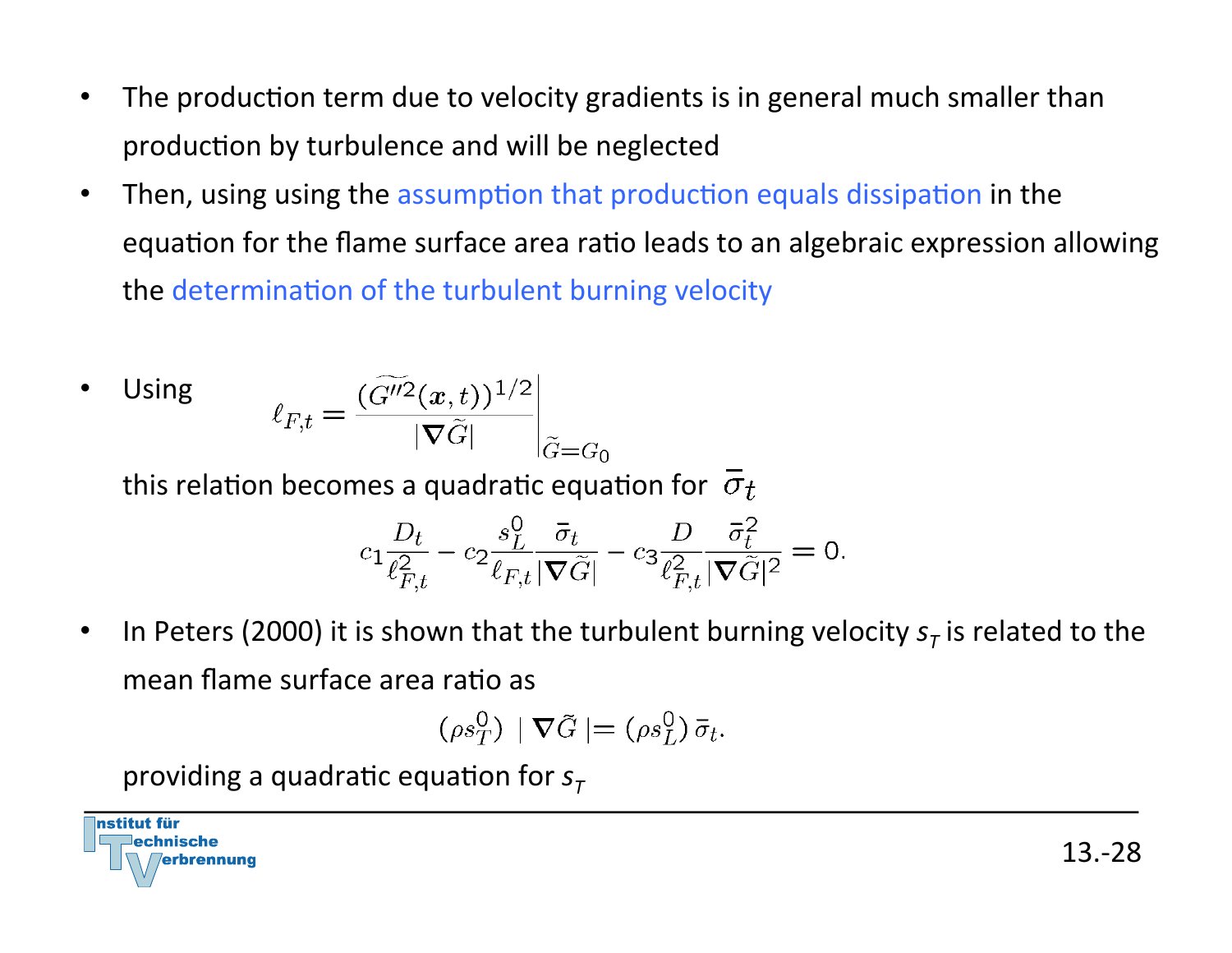- The production term due to velocity gradients is in general much smaller than production by turbulence and will be neglected
- Then, using using the assumption that production equals dissipation in the equation for the flame surface area ratio leads to an algebraic expression allowing the determination of the turbulent burning velocity
- Using
$$\ell_{F,t} = \left. \frac{(\widetilde{G''^2}(\boldsymbol{x},t))^{1/2}}{|\nabla \widetilde{G}|} \right|_{\widetilde{G}=G_0}$$
this relation becomes a quadratic equation for $\bar{\sigma}_t$
$$c_1 \frac{D_t}{\ell_{F,t}^2} - c_2 \frac{s_L^0}{\ell_{F,t}} \frac{\bar{\sigma}_t}{|\nabla \widetilde{G}|} - c_3 \frac{D}{\ell_{F,t}^2} \frac{\bar{\sigma}_t^2}{|\nabla \widetilde{G}|^2} = 0.$$
- In Peters (2000) it is shown that the turbulent burning velocity $s_T$ is related to the mean flame surface area ratio as
$$(\rho s_T^0) \mid \nabla \tilde{G} \mid = (\rho s_L^0)\, \bar{\sigma}_t.$$
providing a quadratic equation for $s_T$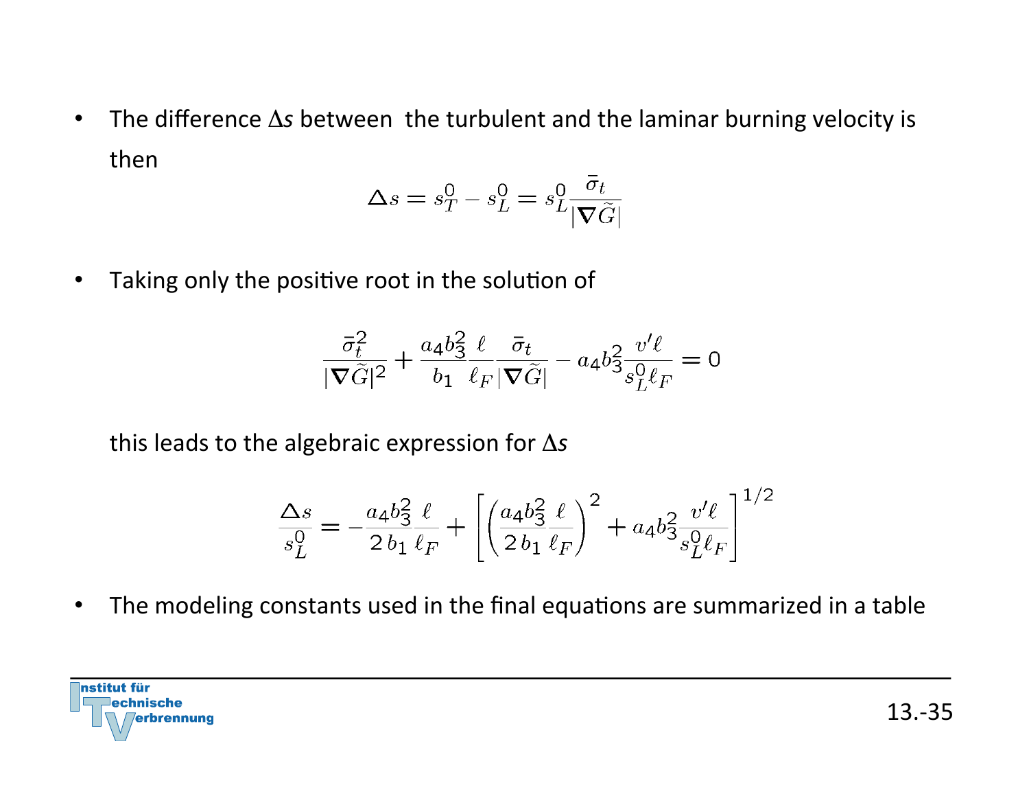- The difference $\Delta s$ between the turbulent and the laminar burning velocity is then

$$\Delta s = s_T^0 - s_L^0 = s_L^0 \frac{\bar{\sigma}_t}{|\nabla \widetilde{G}|}$$

- Taking only the positive root in the solution of

$$\frac{\bar{\sigma}_t^2}{|\nabla \widetilde{G}|^2} + \frac{a_4 b_3^2}{b_1} \frac{\ell}{\ell_F} \frac{\bar{\sigma}_t}{|\nabla \widetilde{G}|} - a_4 b_3^2 \frac{v' \ell}{s_L^0 \ell_F} = 0$$

this leads to the algebraic expression for $\Delta s$

$$\frac{\Delta s}{s_L^0} = -\frac{a_4 b_3^2}{2\, b_1} \frac{\ell}{\ell_F} + \left[ \left( \frac{a_4 b_3^2}{2\, b_1} \frac{\ell}{\ell_F} \right)^2 + a_4 b_3^2 \frac{v' \ell}{s_L^0 \ell_F} \right]^{1/2}$$

- The modeling constants used in the final equations are summarized in a table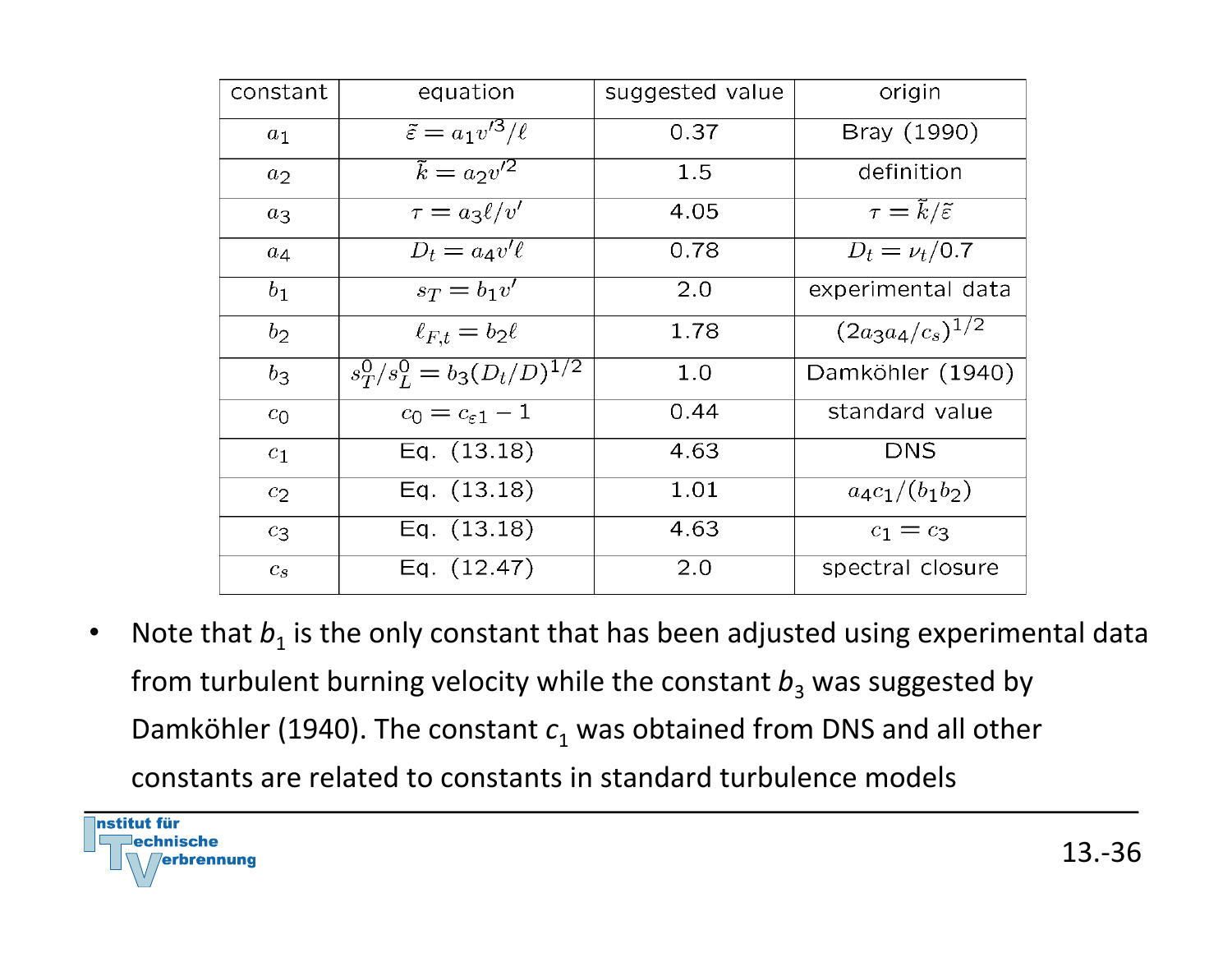| constant | equation | suggested value | origin |
|---|---|---|---|
| $a_1$ | $\tilde{\varepsilon} = a_1 v'^3/\ell$ | 0.37 | Bray (1990) |
| $a_2$ | $\tilde{k} = a_2 v'^2$ | 1.5 | definition |
| $a_3$ | $\tau = a_3 \ell / v'$ | 4.05 | $\tau = \tilde{k}/\tilde{\varepsilon}$ |
| $a_4$ | $D_t = a_4 v' \ell$ | 0.78 | $D_t = \nu_t / 0.7$ |
| $b_1$ | $s_T = b_1 v'$ | 2.0 | experimental data |
| $b_2$ | $\ell_{F,t} = b_2 \ell$ | 1.78 | $(2 a_3 a_4 / c_s)^{1/2}$ |
| $b_3$ | $s_T^0 / s_L^0 = b_3 (D_t/D)^{1/2}$ | 1.0 | Damköhler (1940) |
| $c_0$ | $c_0 = c_{\varepsilon 1} - 1$ | 0.44 | standard value |
| $c_1$ | Eq. (13.18) | 4.63 | DNS |
| $c_2$ | Eq. (13.18) | 1.01 | $a_4 c_1 / (b_1 b_2)$ |
| $c_3$ | Eq. (13.18) | 4.63 | $c_1 = c_3$ |
| $c_s$ | Eq. (12.47) | 2.0 | spectral closure |

- Note that $b_1$ is the only constant that has been adjusted using experimental data from turbulent burning velocity while the constant $b_3$ was suggested by Damköhler (1940). The constant $c_1$ was obtained from DNS and all other constants are related to constants in standard turbulence models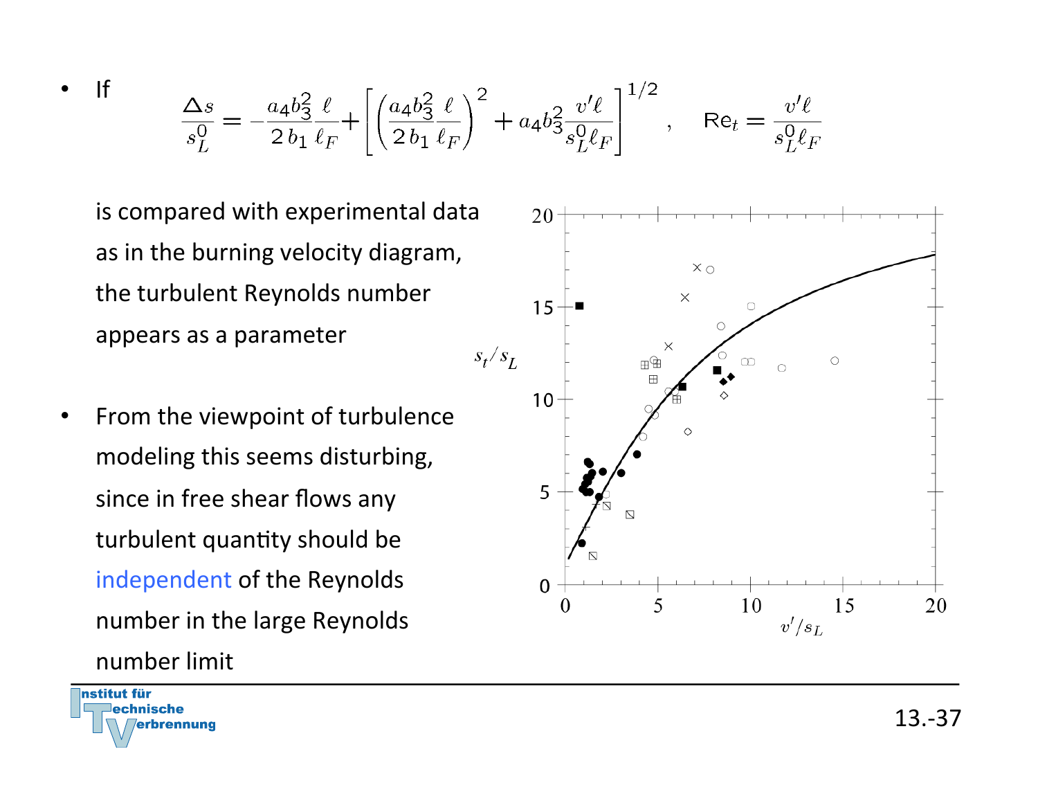- If

$$\frac{\Delta s}{s_L^0} = -\frac{a_4 b_3^2}{2\, b_1} \frac{\ell}{\ell_F} + \left[ \left( \frac{a_4 b_3^2}{2\, b_1} \frac{\ell}{\ell_F} \right)^2 + a_4 b_3^2 \frac{v' \ell}{s_L^0 \ell_F} \right]^{1/2} , \quad \mathrm{Re}_t = \frac{v' \ell}{s_L^0 \ell_F}$$

  is compared with experimental data as in the burning velocity diagram, the turbulent Reynolds number appears as a parameter

- From the viewpoint of turbulence modeling this seems disturbing, since in free shear flows any turbulent quantity should be independent of the Reynolds number in the large Reynolds number limit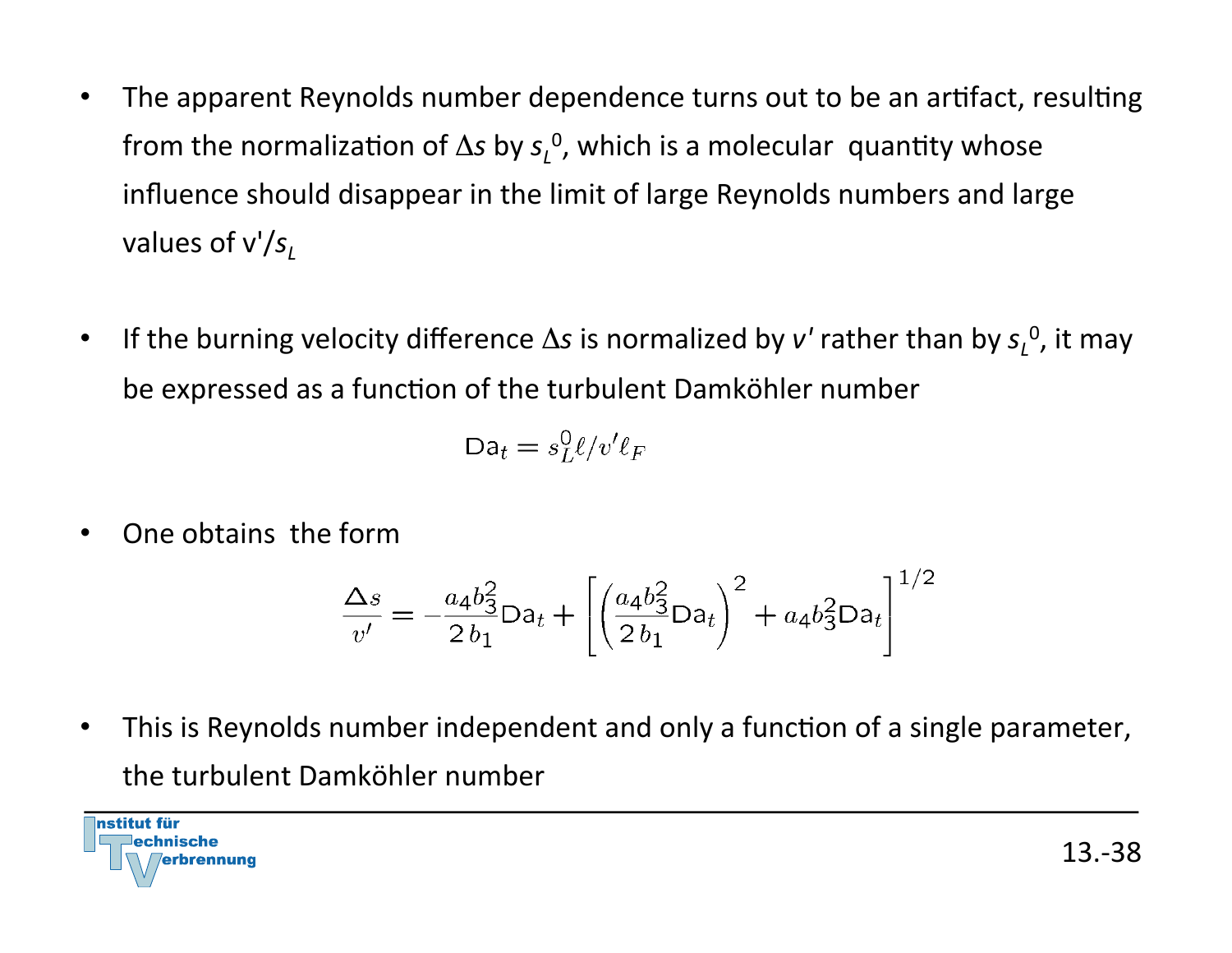- The apparent Reynolds number dependence turns out to be an artifact, resulting from the normalization of $\Delta s$ by $s_L^0$, which is a molecular quantity whose influence should disappear in the limit of large Reynolds numbers and large values of $v'/s_L$

- If the burning velocity difference $\Delta s$ is normalized by $v'$ rather than by $s_L^0$, it may be expressed as a function of the turbulent Damköhler number

$$\mathrm{Da}_t = s_L^0 \ell / v' \ell_F$$

- One obtains the form

$$\frac{\Delta s}{v'} = -\frac{a_4 b_3^2}{2\, b_1}\mathrm{Da}_t + \left[\left(\frac{a_4 b_3^2}{2\, b_1}\mathrm{Da}_t\right)^2 + a_4 b_3^2 \mathrm{Da}_t\right]^{1/2}$$

- This is Reynolds number independent and only a function of a single parameter, the turbulent Damköhler number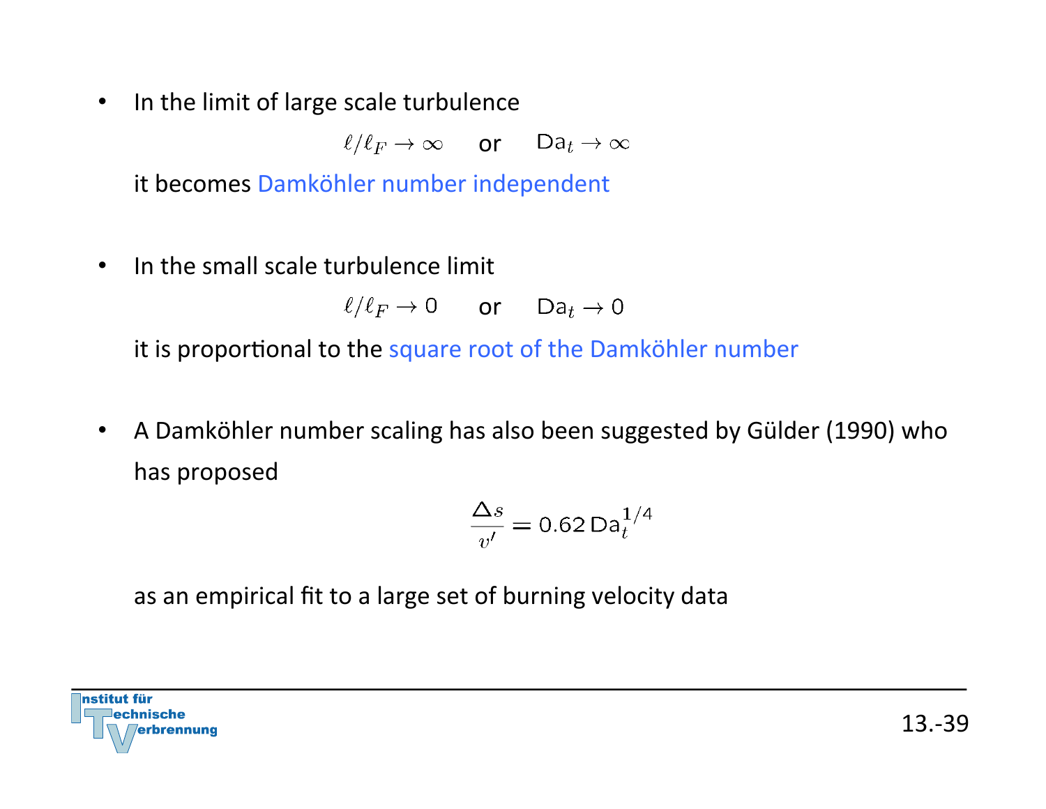- In the limit of large scale turbulence

$$\ell/\ell_F \to \infty \quad \text{or} \quad \mathrm{Da}_t \to \infty$$

  it becomes Damköhler number independent

- In the small scale turbulence limit

$$\ell/\ell_F \to 0 \quad \text{or} \quad \mathrm{Da}_t \to 0$$

  it is proportional to the square root of the Damköhler number

- A Damköhler number scaling has also been suggested by Gülder (1990) who has proposed

$$\frac{\Delta s}{v'} = 0.62\,\mathrm{Da}_t^{1/4}$$

  as an empirical fit to a large set of burning velocity data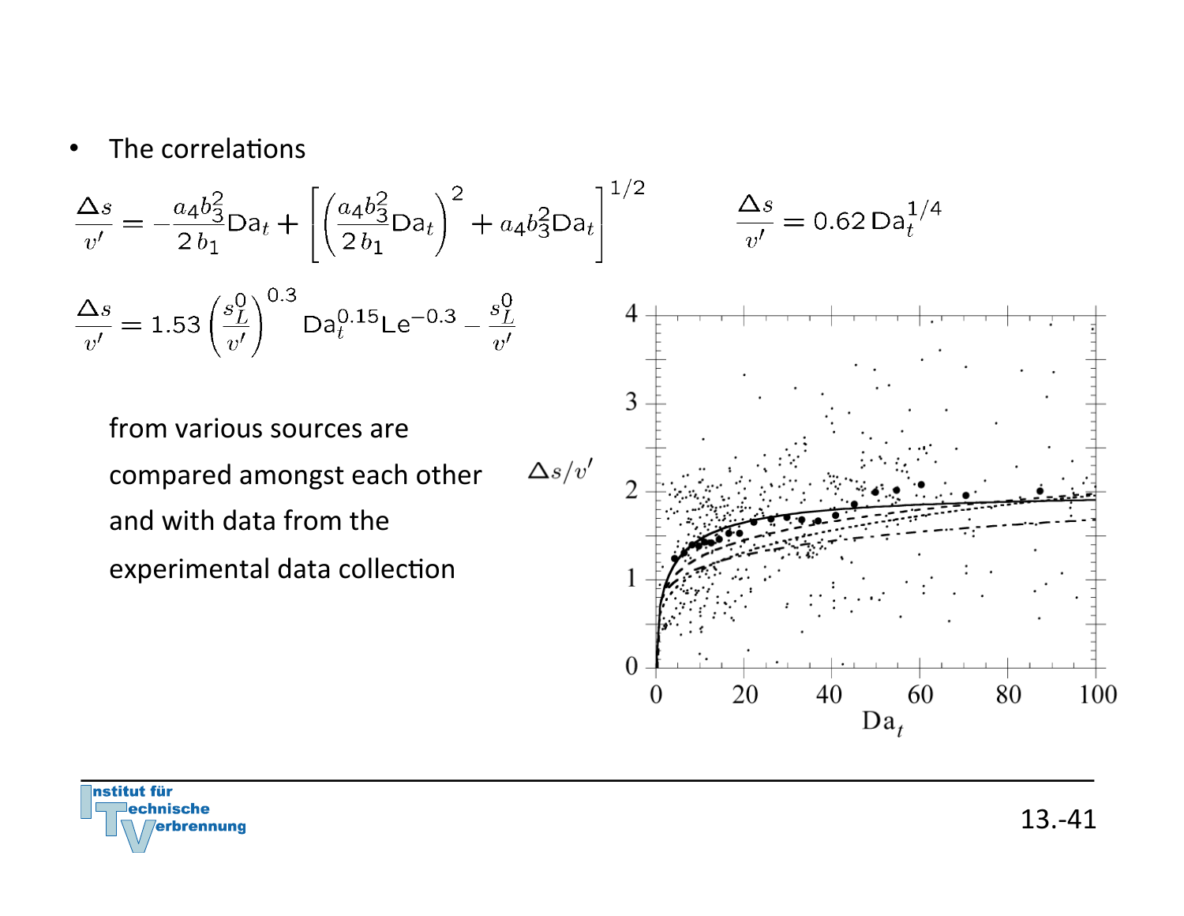- The correlations

$$\frac{\Delta s}{v'} = -\frac{a_4 b_3^2}{2\, b_1}\mathrm{Da}_t + \left[\left(\frac{a_4 b_3^2}{2\, b_1}\mathrm{Da}_t\right)^2 + a_4 b_3^2 \mathrm{Da}_t\right]^{1/2} \qquad \frac{\Delta s}{v'} = 0.62\,\mathrm{Da}_t^{1/4}$$

$$\frac{\Delta s}{v'} = 1.53\left(\frac{s_L^0}{v'}\right)^{0.3} \mathrm{Da}_t^{0.15}\mathrm{Le}^{-0.3} - \frac{s_L^0}{v'}$$

from various sources are compared amongst each other and with data from the experimental data collection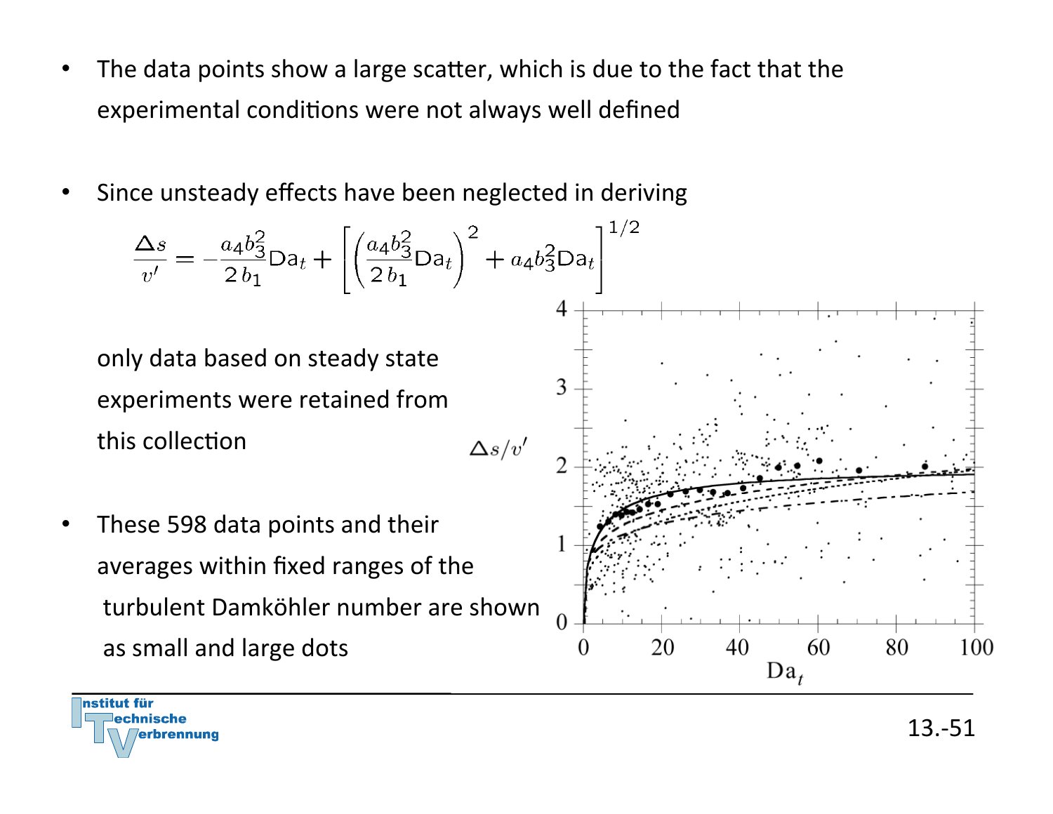- The data points show a large scatter, which is due to the fact that the experimental conditions were not always well defined

- Since unsteady effects have been neglected in deriving

$$\frac{\Delta s}{v'} = -\frac{a_4 b_3^2}{2\,b_1}\mathrm{Da}_t + \left[\left(\frac{a_4 b_3^2}{2\,b_1}\mathrm{Da}_t\right)^2 + a_4 b_3^2 \mathrm{Da}_t\right]^{1/2}$$

  only data based on steady state experiments were retained from this collection

- These 598 data points and their averages within fixed ranges of the turbulent Damköhler number are shown as small and large dots

$\Delta s/v'$

4
3
2
1
0

0 20 40 60 80 100

$\mathrm{Da}_t$